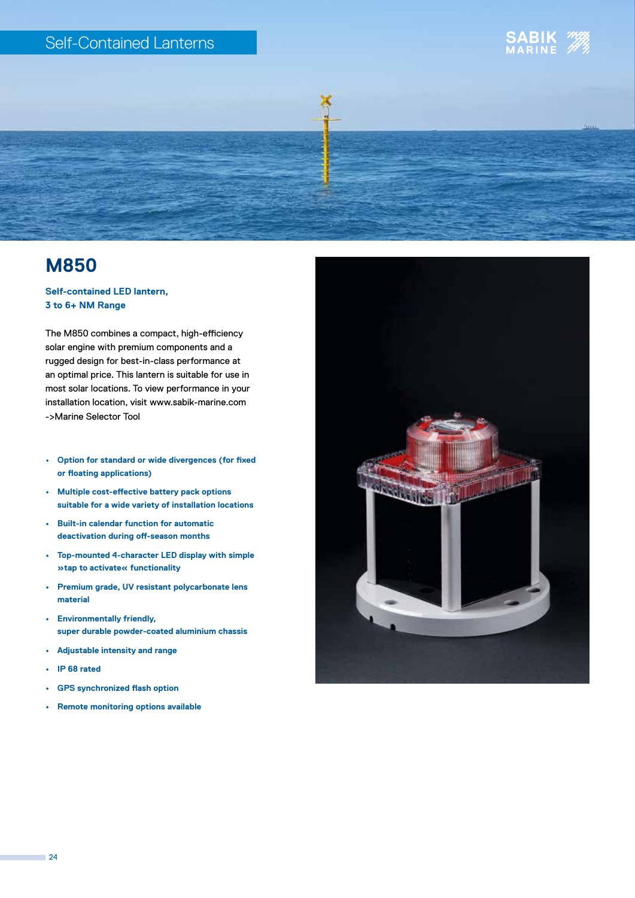Self-Contained Lanterns

# M850

**Self-contained LED lantern,**
**3 to 6+ NM Range**

The M850 combines a compact, high-efficiency solar engine with premium components and a rugged design for best-in-class performance at an optimal price. This lantern is suitable for use in most solar locations. To view performance in your installation location, visit www.sabik-marine.com ->Marine Selector Tool

- **Option for standard or wide divergences (for fixed or floating applications)**
- **Multiple cost-effective battery pack options suitable for a wide variety of installation locations**
- **Built-in calendar function for automatic deactivation during off-season months**
- **Top-mounted 4-character LED display with simple »tap to activate« functionality**
- **Premium grade, UV resistant polycarbonate lens material**
- **Environmentally friendly, super durable powder-coated aluminium chassis**
- **Adjustable intensity and range**
- **IP 68 rated**
- **GPS synchronized flash option**
- **Remote monitoring options available**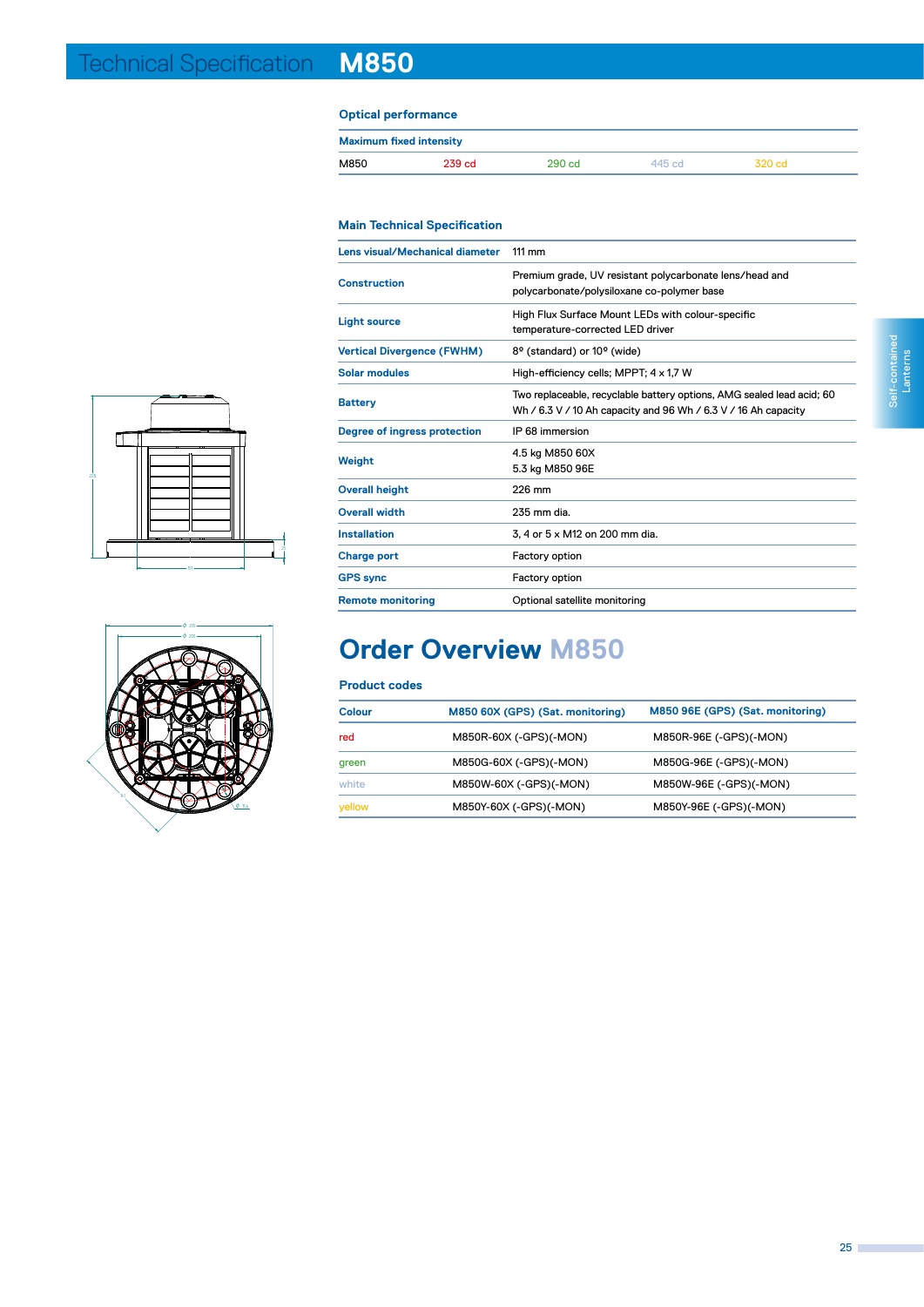# Technical Specification M850

## Optical performance

| Maximum fixed intensity | | | | |
|---|---|---|---|---|
| M850 | 239 cd | 290 cd | 445 cd | 320 cd |

## Main Technical Specification

| | |
|---|---|
| Lens visual/Mechanical diameter | 111 mm |
| Construction | Premium grade, UV resistant polycarbonate lens/head and polycarbonate/polysiloxane co-polymer base |
| Light source | High Flux Surface Mount LEDs with colour-specific temperature-corrected LED driver |
| Vertical Divergence (FWHM) | 8º (standard) or 10º (wide) |
| Solar modules | High-efficiency cells; MPPT; 4 x 1,7 W |
| Battery | Two replaceable, recyclable battery options, AMG sealed lead acid; 60 Wh / 6.3 V / 10 Ah capacity and 96 Wh / 6.3 V / 16 Ah capacity |
| Degree of ingress protection | IP 68 immersion |
| Weight | 4.5 kg M850 60X<br>5.3 kg M850 96E |
| Overall height | 226 mm |
| Overall width | 235 mm dia. |
| Installation | 3, 4 or 5 x M12 on 200 mm dia. |
| Charge port | Factory option |
| GPS sync | Factory option |
| Remote monitoring | Optional satellite monitoring |

# Order Overview M850

## Product codes

| Colour | M850 60X (GPS) (Sat. monitoring) | M850 96E (GPS) (Sat. monitoring) |
|---|---|---|
| red | M850R-60X (-GPS)(-MON) | M850R-96E (-GPS)(-MON) |
| green | M850G-60X (-GPS)(-MON) | M850G-96E (-GPS)(-MON) |
| white | M850W-60X (-GPS)(-MON) | M850W-96E (-GPS)(-MON) |
| yellow | M850Y-60X (-GPS)(-MON) | M850Y-96E (-GPS)(-MON) |